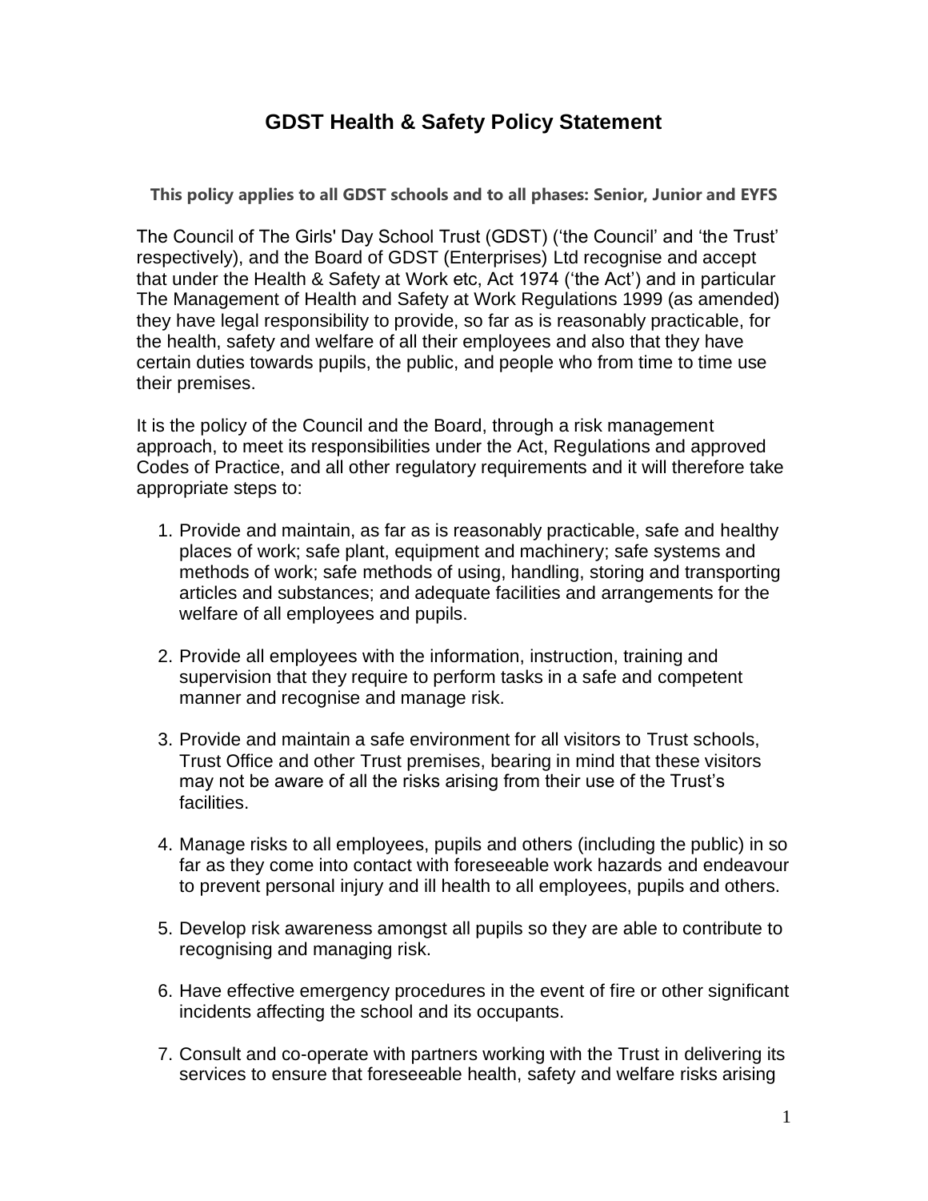# GDST Health & Safety Policy Statement

**This policy applies to all GDST schools and to all phases: Senior, Junior and EYFS**

The Council of The Girls' Day School Trust (GDST) ('the Council' and 'the Trust' respectively), and the Board of GDST (Enterprises) Ltd recognise and accept that under the Health & Safety at Work etc, Act 1974 ('the Act') and in particular The Management of Health and Safety at Work Regulations 1999 (as amended) they have legal responsibility to provide, so far as is reasonably practicable, for the health, safety and welfare of all their employees and also that they have certain duties towards pupils, the public, and people who from time to time use their premises.

It is the policy of the Council and the Board, through a risk management approach, to meet its responsibilities under the Act, Regulations and approved Codes of Practice, and all other regulatory requirements and it will therefore take appropriate steps to:

1. Provide and maintain, as far as is reasonably practicable, safe and healthy places of work; safe plant, equipment and machinery; safe systems and methods of work; safe methods of using, handling, storing and transporting articles and substances; and adequate facilities and arrangements for the welfare of all employees and pupils.

2. Provide all employees with the information, instruction, training and supervision that they require to perform tasks in a safe and competent manner and recognise and manage risk.

3. Provide and maintain a safe environment for all visitors to Trust schools, Trust Office and other Trust premises, bearing in mind that these visitors may not be aware of all the risks arising from their use of the Trust's facilities.

4. Manage risks to all employees, pupils and others (including the public) in so far as they come into contact with foreseeable work hazards and endeavour to prevent personal injury and ill health to all employees, pupils and others.

5. Develop risk awareness amongst all pupils so they are able to contribute to recognising and managing risk.

6. Have effective emergency procedures in the event of fire or other significant incidents affecting the school and its occupants.

7. Consult and co-operate with partners working with the Trust in delivering its services to ensure that foreseeable health, safety and welfare risks arising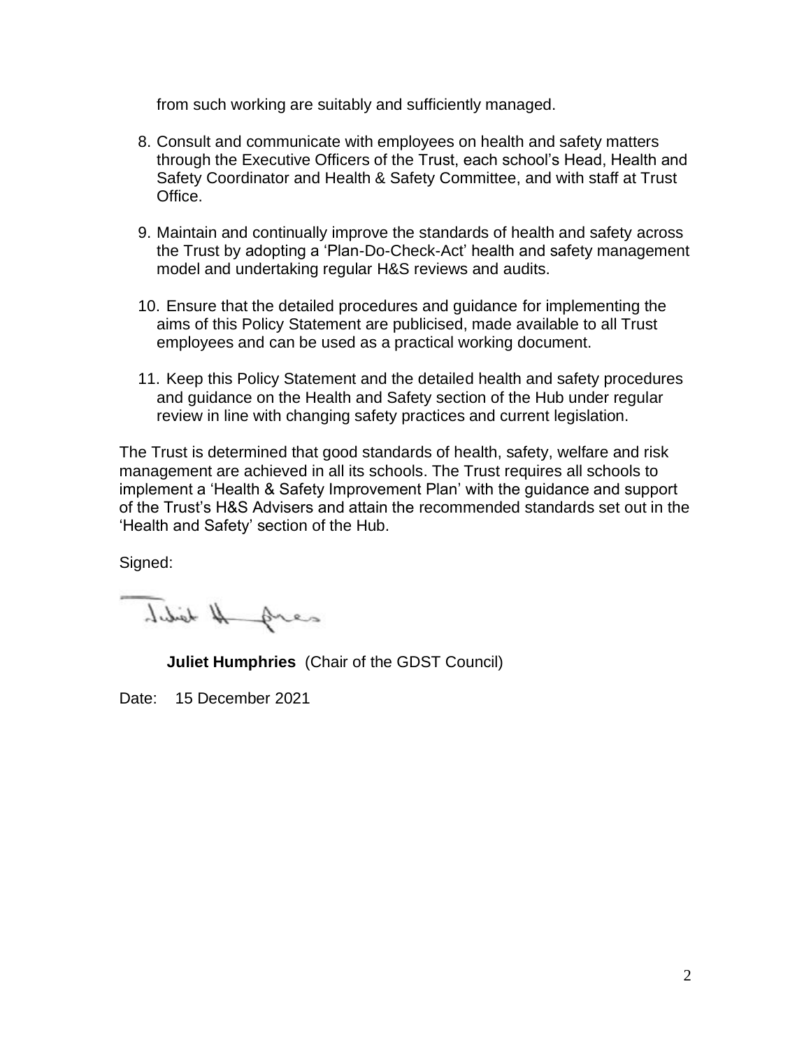from such working are suitably and sufficiently managed.

8. Consult and communicate with employees on health and safety matters through the Executive Officers of the Trust, each school's Head, Health and Safety Coordinator and Health & Safety Committee, and with staff at Trust Office.

9. Maintain and continually improve the standards of health and safety across the Trust by adopting a 'Plan-Do-Check-Act' health and safety management model and undertaking regular H&S reviews and audits.

10. Ensure that the detailed procedures and guidance for implementing the aims of this Policy Statement are publicised, made available to all Trust employees and can be used as a practical working document.

11. Keep this Policy Statement and the detailed health and safety procedures and guidance on the Health and Safety section of the Hub under regular review in line with changing safety practices and current legislation.

The Trust is determined that good standards of health, safety, welfare and risk management are achieved in all its schools. The Trust requires all schools to implement a 'Health & Safety Improvement Plan' with the guidance and support of the Trust's H&S Advisers and attain the recommended standards set out in the 'Health and Safety' section of the Hub.

Signed:

**Juliet Humphries** (Chair of the GDST Council)

Date: 15 December 2021